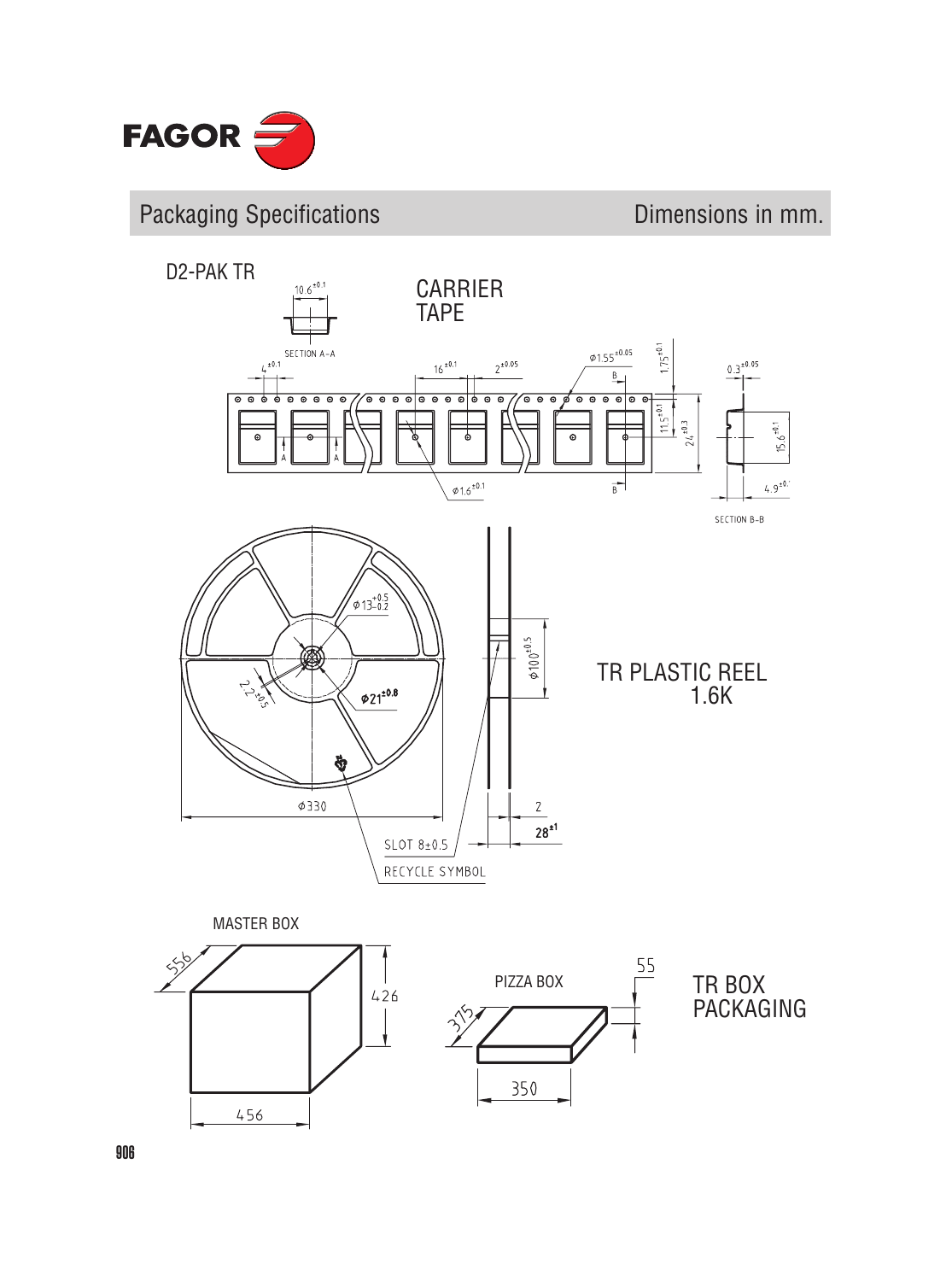# Packaging Specifications

Dimensions in mm.

## D2-PAK TR

### CARRIER TAPE

SECTION A-A: $10.6^{\pm0.1}$

$4^{\pm0.1}$, $16^{\pm0.1}$, $2^{\pm0.05}$, $\phi1.55^{\pm0.05}$, $1.75^{\pm0.1}$, $11.5^{\pm0.1}$, $24^{\pm0.3}$, $\phi1.6^{\pm0.1}$

SECTION B-B: $0.3^{\pm0.05}$, $15.6^{\pm0.1}$, $4.9^{\pm0.1}$

### TR PLASTIC REEL 1.6K

$\phi13^{+0.5}_{-0.2}$, $2.2^{\pm0.5}$, $\phi21^{\pm0.8}$, $\phi100^{\pm0.5}$, $\phi330$, 2, $28^{\pm1}$

SLOT 8±0.5

RECYCLE SYMBOL

### TR BOX PACKAGING

MASTER BOX: 556 × 456 × 426

PIZZA BOX: 375 × 350 × 55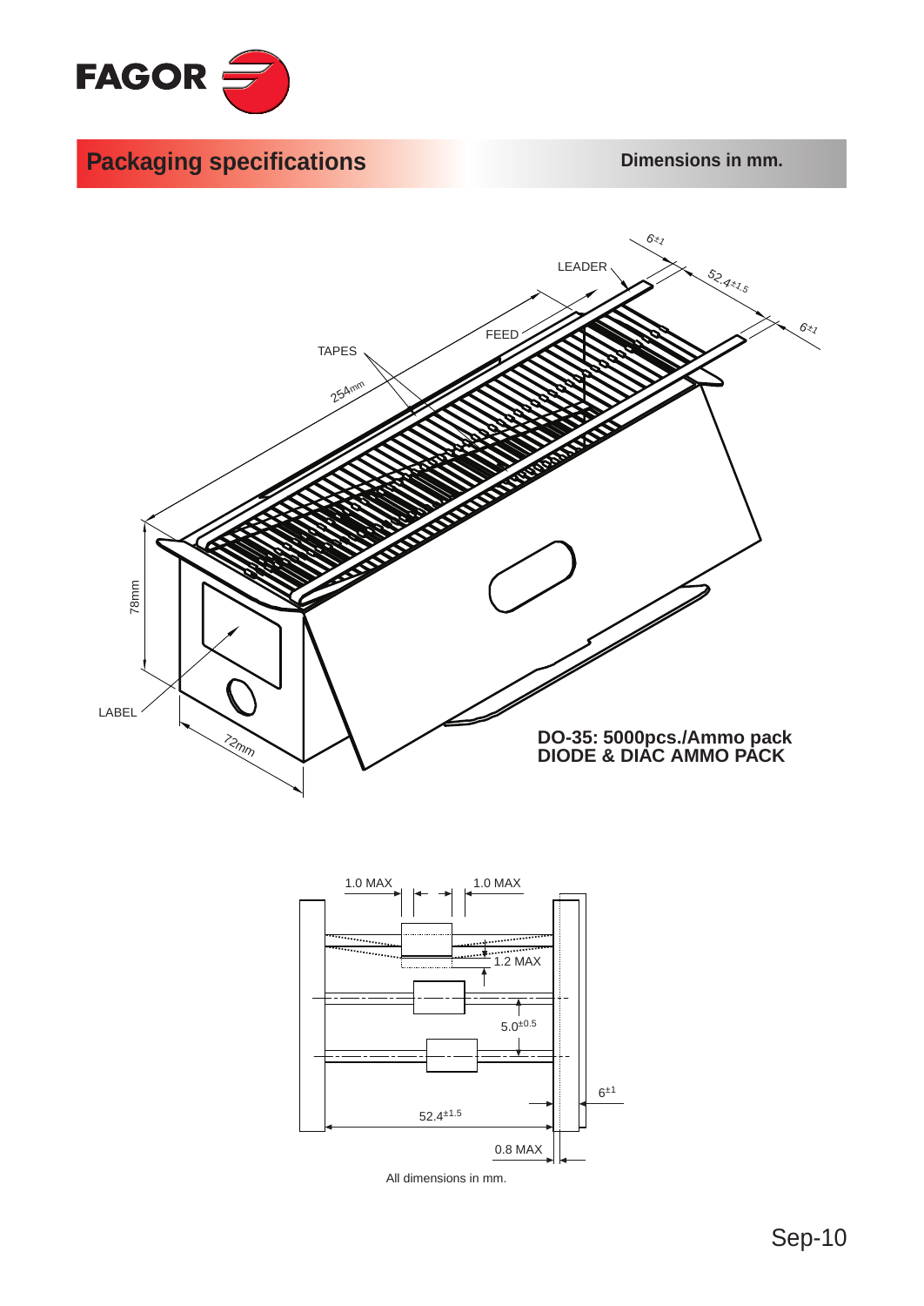## Packaging specifications

**Dimensions in mm.**

TAPES

254mm

FEED

LEADER

$6^{\pm1}$

$52.4^{\pm1.5}$

$6^{\pm1}$

78mm

LABEL

72mm

**DO-35: 5000pcs./Ammo pack**
**DIODE & DIAC AMMO PACK**

1.0 MAX

1.0 MAX

1.2 MAX

$5.0^{\pm0.5}$

$6^{\pm1}$

$52.4^{\pm1.5}$

0.8 MAX

All dimensions in mm.

Sep-10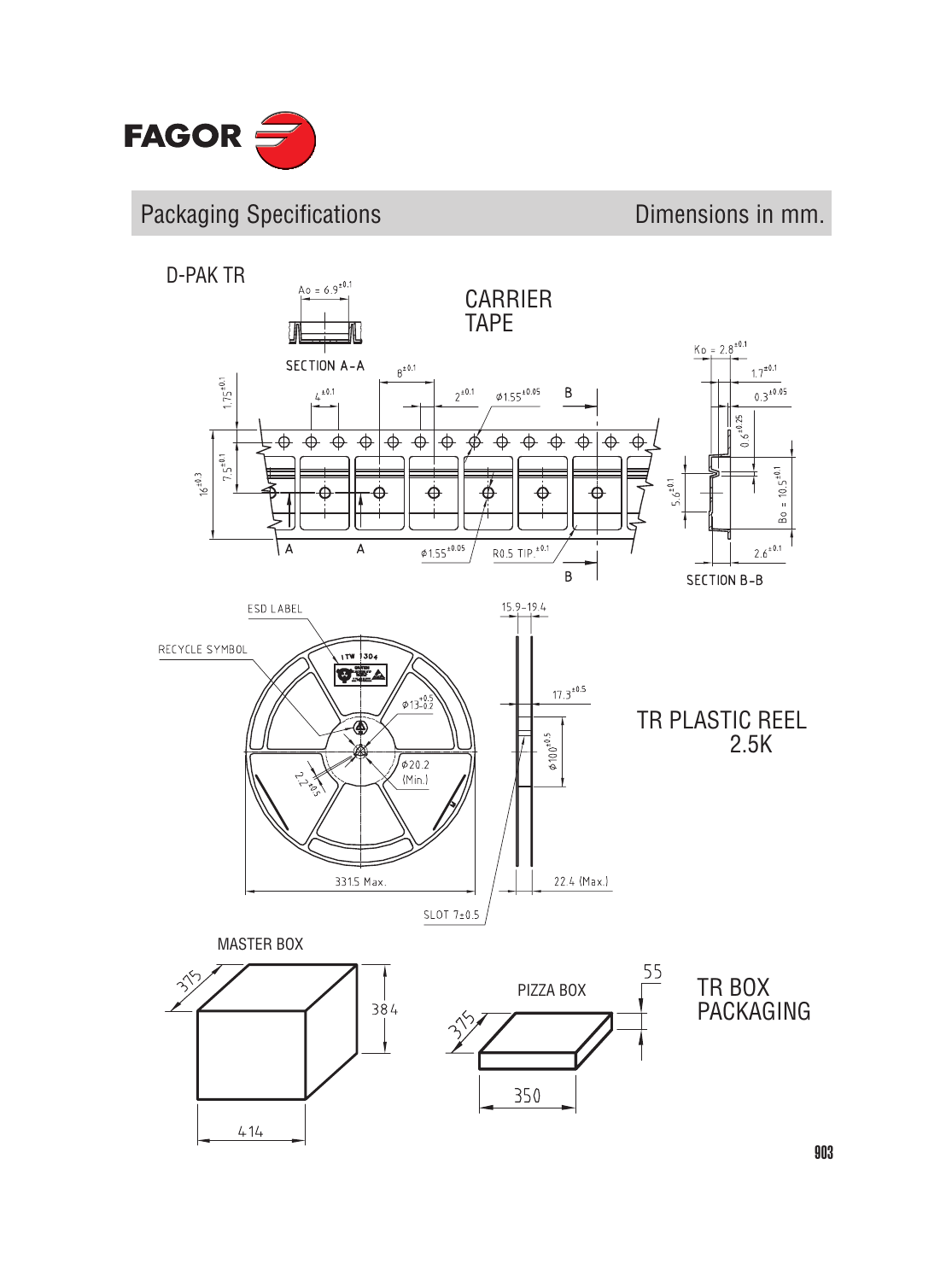## Packaging Specifications

Dimensions in mm.

### D-PAK TR

**CARRIER TAPE**

$A_o = 6.9^{\pm0.1}$

SECTION A-A

$K_o = 2.8^{\pm0.1}$

$8^{\pm0.1}$

$1.7^{\pm0.1}$

$1.75^{\pm0.1}$

$4^{\pm0.1}$

$2^{\pm0.1}$

$\phi 1.55^{\pm0.05}$

B

$0.3^{\pm0.05}$

$0.6^{\pm0.25}$

$7.5^{\pm0.1}$

$16^{\pm0.3}$

$5.6^{\pm0.1}$

$B_o = 10.5^{\pm0.1}$

A A

$\phi 1.55^{\pm0.05}$

R0.5 TIP. $^{\pm0.1}$

$2.6^{\pm0.1}$

B

SECTION B-B

**TR PLASTIC REEL 2.5K**

ESD LABEL

RECYCLE SYMBOL

15.9-19.4

$17.3^{\pm0.5}$

$\phi 13^{+0.5}_{-0.2}$

$\phi 100^{\pm0.5}$

$\phi 20.2$ (Min.)

$2.2^{\pm0.5}$

331.5 Max.

22.4 (Max.)

SLOT 7±0.5

**TR BOX PACKAGING**

MASTER BOX

375

384

414

PIZZA BOX

55

375

350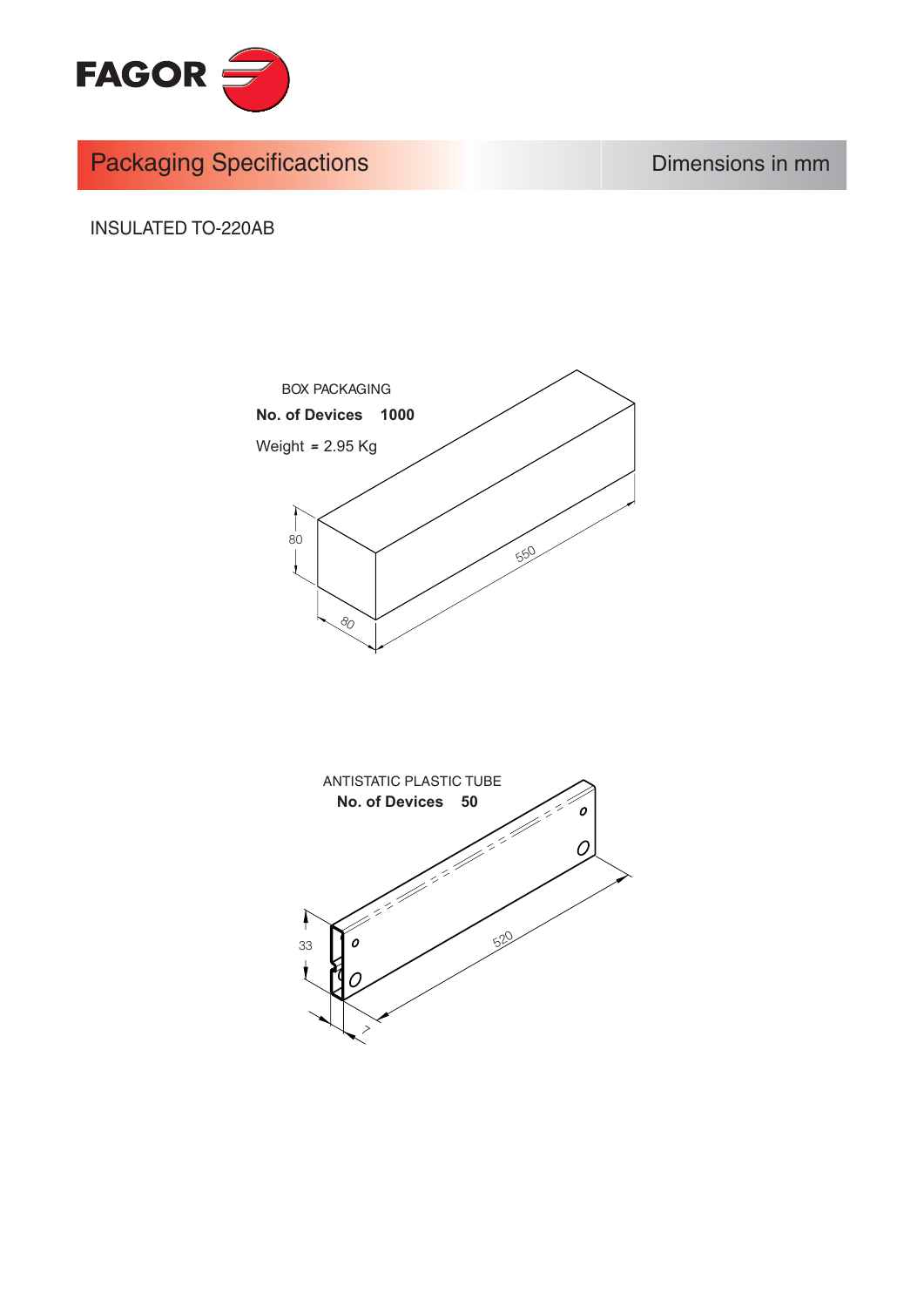# Packaging Specificactions

Dimensions in mm

INSULATED TO-220AB

BOX PACKAGING

**No. of Devices 1000**

Weight = 2.95 Kg

80

550

80

ANTISTATIC PLASTIC TUBE

**No. of Devices 50**

33

520

7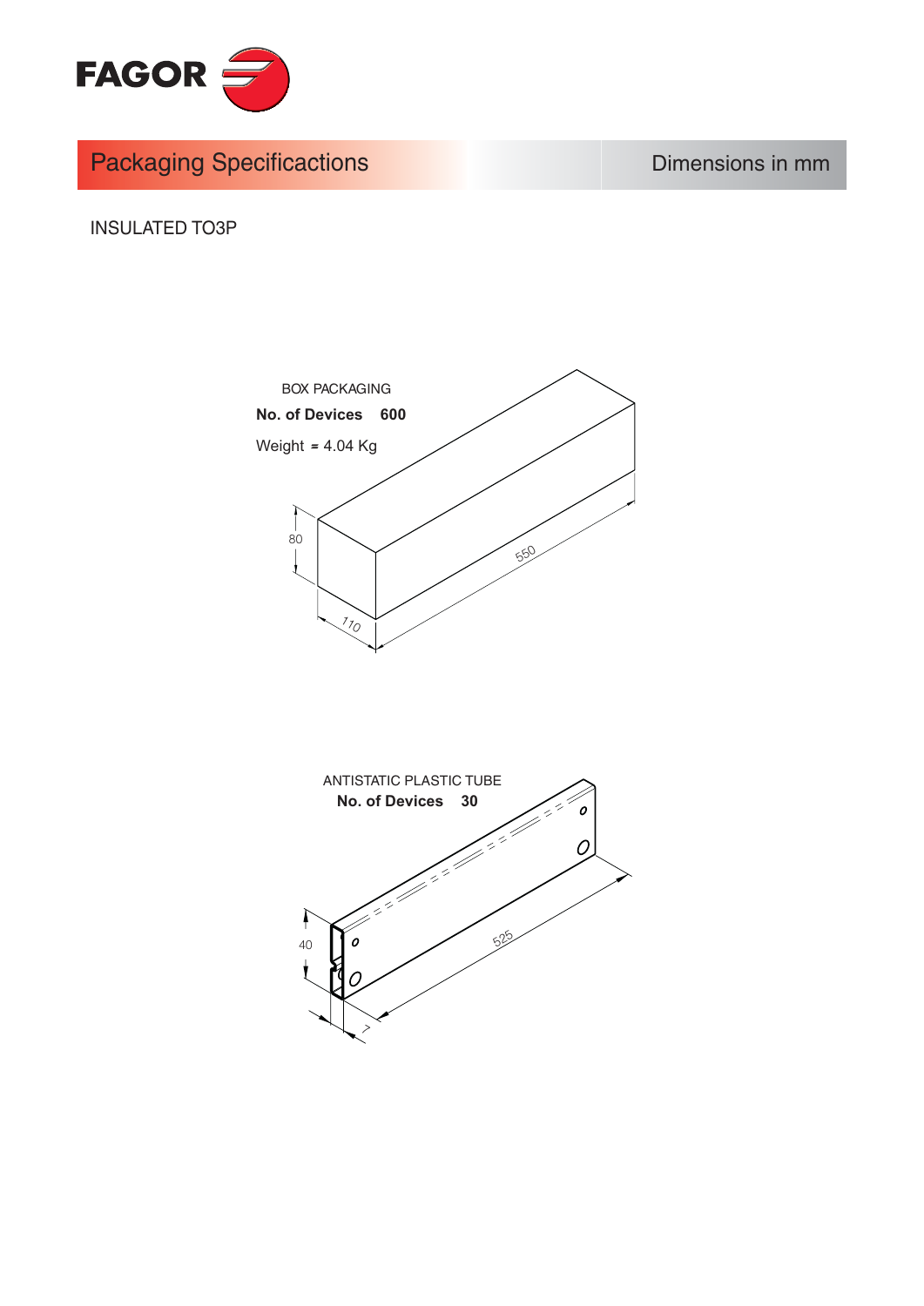# Packaging Specificactions

Dimensions in mm

INSULATED TO3P

BOX PACKAGING

**No. of Devices 600**

Weight = 4.04 Kg

80

550

110

ANTISTATIC PLASTIC TUBE

**No. of Devices 30**

40

525

7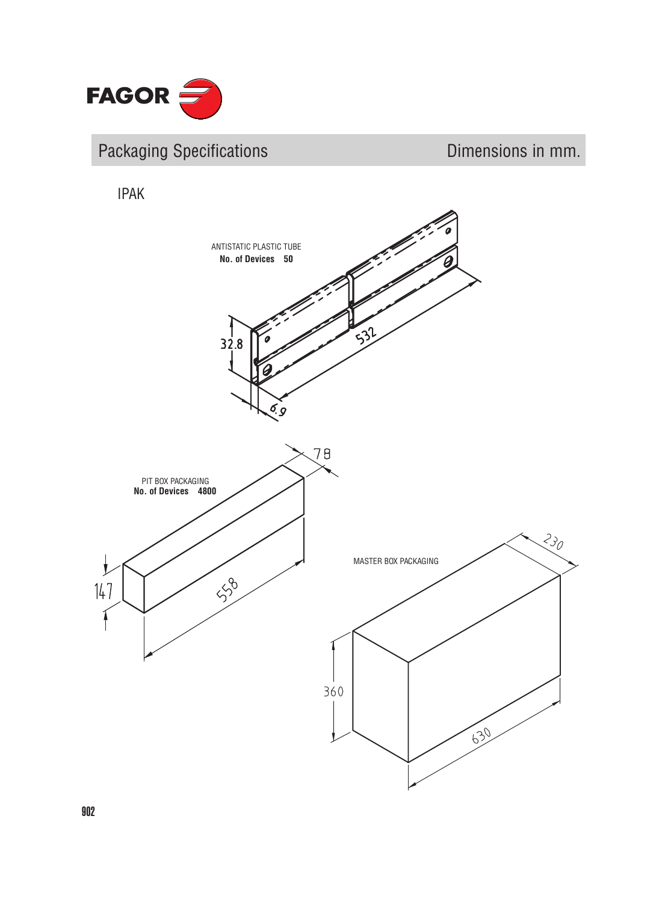## Packaging Specifications

Dimensions in mm.

### IPAK

ANTISTATIC PLASTIC TUBE
**No. of Devices 50**

32.8

532

6.9

PIT BOX PACKAGING
**No. of Devices 4800**

78

147

558

MASTER BOX PACKAGING

230

360

630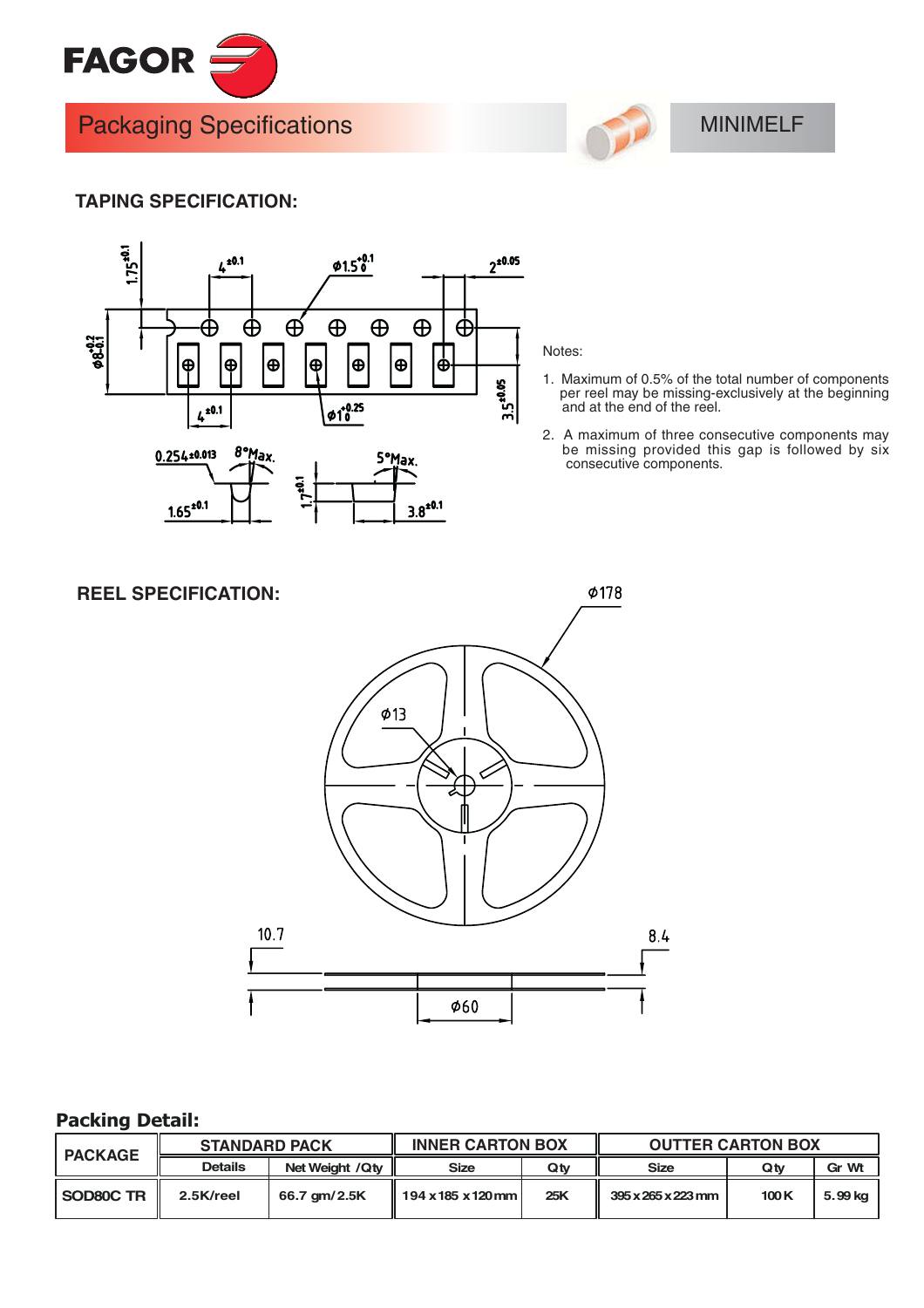# Packaging Specifications

MINIMELF

## TAPING SPECIFICATION:

Notes:

1. Maximum of 0.5% of the total number of components per reel may be missing-exclusively at the beginning and at the end of the reel.
2. A maximum of three consecutive components may be missing provided this gap is followed by six consecutive components.

## REEL SPECIFICATION:

## Packing Detail:

| PACKAGE | STANDARD PACK | | INNER CARTON BOX | | OUTTER CARTON BOX | | |
|---|---|---|---|---|---|---|---|
| | Details | Net Weight /Qty | Size | Qty | Size | Qty | Gr Wt |
| SOD80C TR | 2.5K/reel | 66.7 gm/2.5K | 194 x 185 x 120 mm | 25K | 395 x 265 x 223 mm | 100 K | 5.99 kg |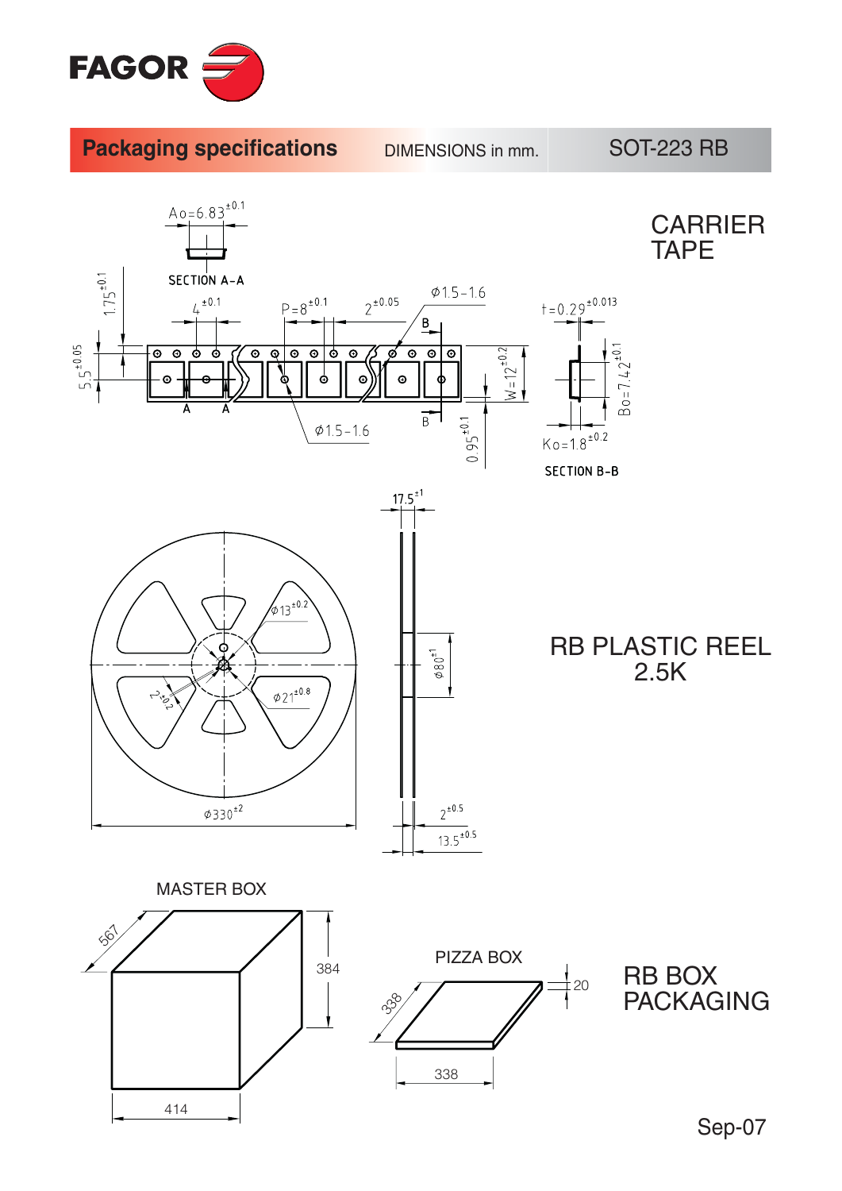FAGOR

## Packaging specifications

DIMENSIONS in mm.

SOT-223 RB

### CARRIER TAPE

Ao=6.83 $^{\pm 0.1}$

SECTION A-A

1.75 $^{\pm 0.1}$

4 $^{\pm 0.1}$

P=8 $^{\pm 0.1}$

2 $^{\pm 0.05}$

Ø1.5-1.6

t=0.29 $^{\pm 0.013}$

5.5 $^{\pm 0.05}$

W=12 $^{\pm 0.2}$

Bo=7.42 $^{\pm 0.1}$

A A

B B

Ø1.5-1.6

0.95 $^{\pm 0.1}$

Ko=1.8 $^{\pm 0.2}$

SECTION B-B

### RB PLASTIC REEL 2.5K

17.5 $^{\pm 1}$

Ø13 $^{\pm 0.2}$

Ø80 $^{\pm 1}$

2 $^{\pm 0.2}$

Ø21 $^{\pm 0.8}$

Ø330 $^{\pm 2}$

2 $^{\pm 0.5}$

13.5 $^{\pm 0.5}$

### RB BOX PACKAGING

MASTER BOX

567

384

414

PIZZA BOX

338

20

338

Sep-07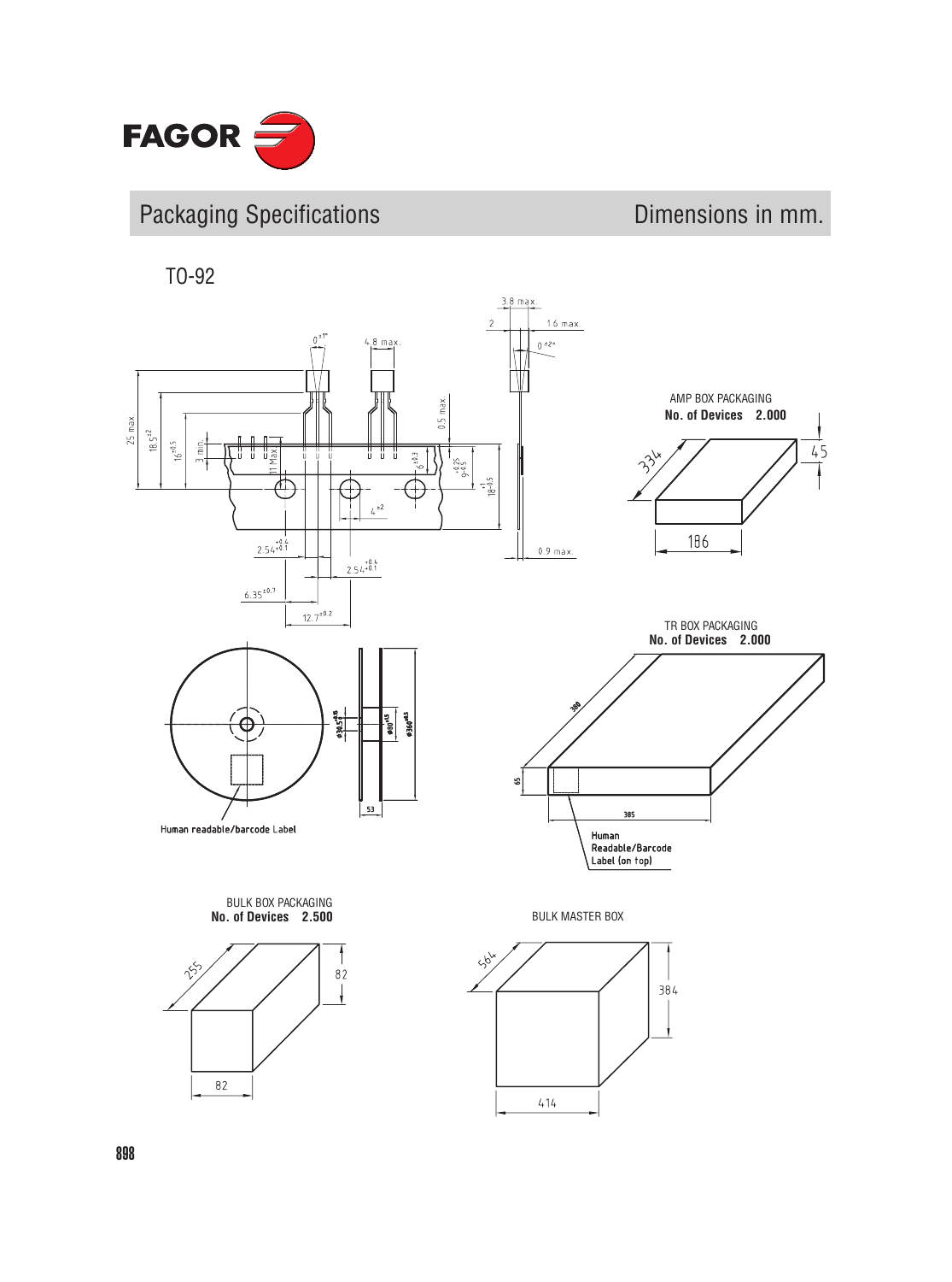# Packaging Specifications

Dimensions in mm.

## TO-92

3.8 max.

2

1.6 max.

$0^{\pm1°}$

4.8 max.

$0^{\pm2°}$

25 max

$18.5^{\pm2}$

$16^{\pm0.5}$

3 min.

11 Max.

0.5 max.

$6^{\pm0.3}$

$9^{+0.25}_{-0.5}$

$18^{+1}_{-0.5}$

$4^{\pm2}$

$2.54^{+0.4}_{+0.1}$

$2.54^{+0.4}_{+0.1}$

0.9 max.

$6.35^{\pm0.7}$

$12.7^{\pm0.2}$

### AMP BOX PACKAGING

**No. of Devices 2.000**

334 | 45 | 186

$ø30.5^{\pm0.5}$

$ø80^{\pm1.5}$

$ø360^{\pm0.5}$

53

Human readable/barcode Label

### TR BOX PACKAGING

**No. of Devices 2.000**

390 | 65 | 385

Human Readable/Barcode Label (on top)

### BULK BOX PACKAGING

**No. of Devices 2.500**

255 | 82 | 82

### BULK MASTER BOX

564 | 384 | 414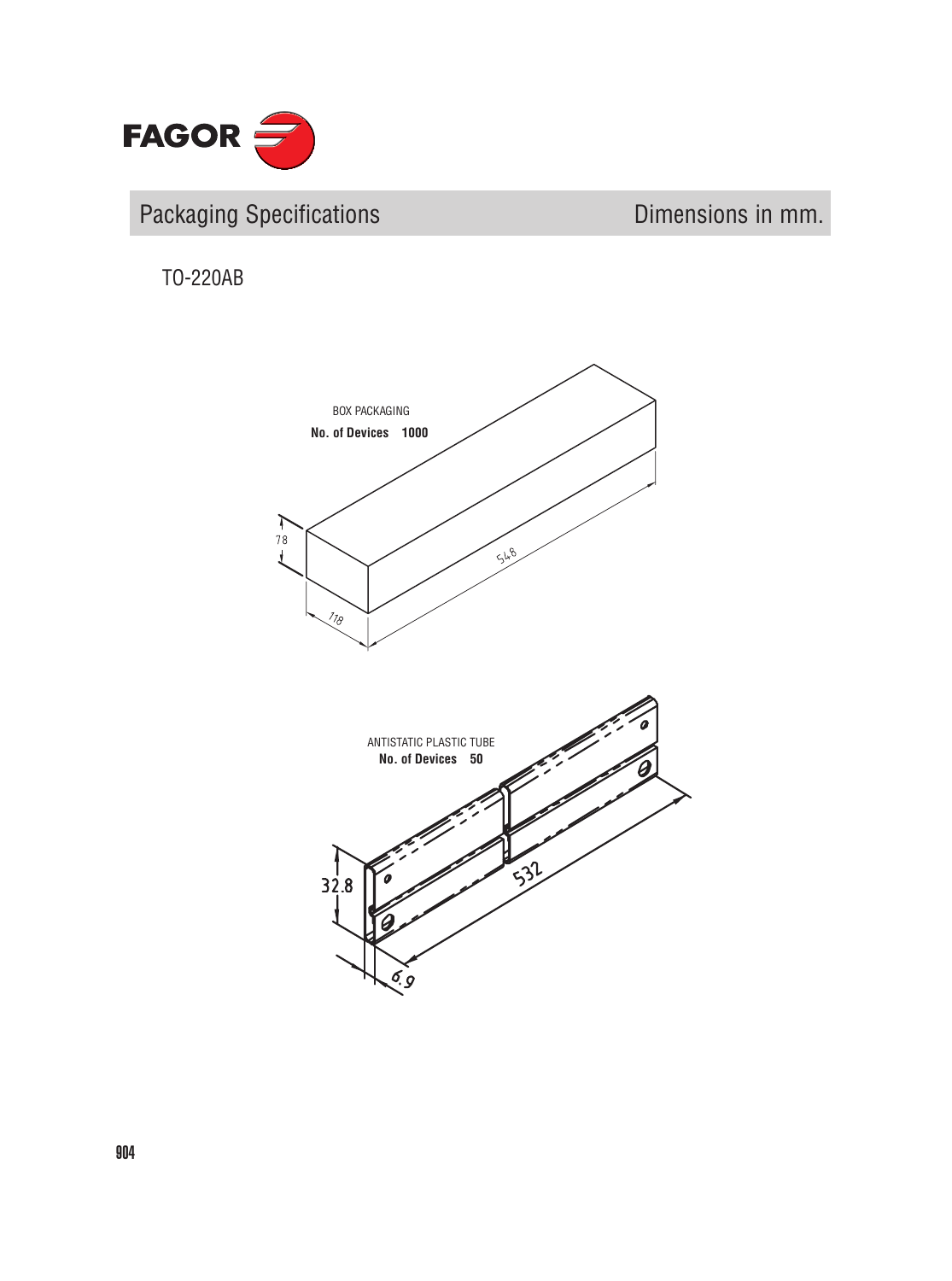## Packaging Specifications

Dimensions in mm.

### TO-220AB

BOX PACKAGING

**No. of Devices 1000**

78

118

548

ANTISTATIC PLASTIC TUBE

**No. of Devices 50**

32.8

6.9

532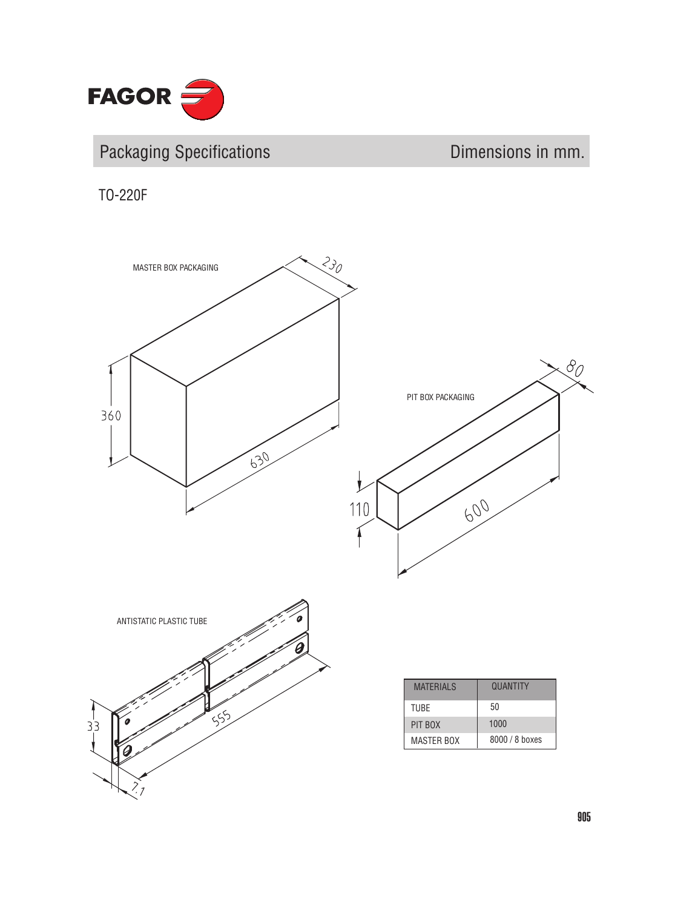# Packaging Specifications

Dimensions in mm.

## TO-220F

MASTER BOX PACKAGING

230

360

630

PIT BOX PACKAGING

80

110

600

ANTISTATIC PLASTIC TUBE

33

555

7.1

| MATERIALS | QUANTITY |
|---|---|
| TUBE | 50 |
| PIT BOX | 1000 |
| MASTER BOX | 8000 / 8 boxes |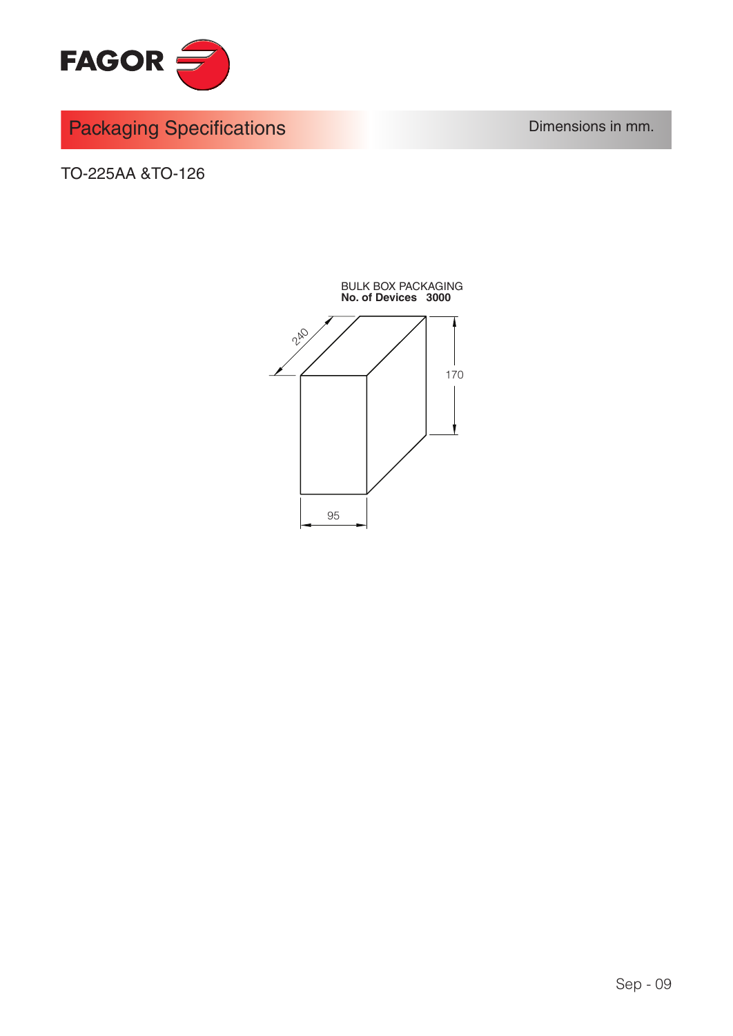## Packaging Specifications

Dimensions in mm.

TO-225AA &TO-126

BULK BOX PACKAGING

**No. of Devices 3000**

240

170

95